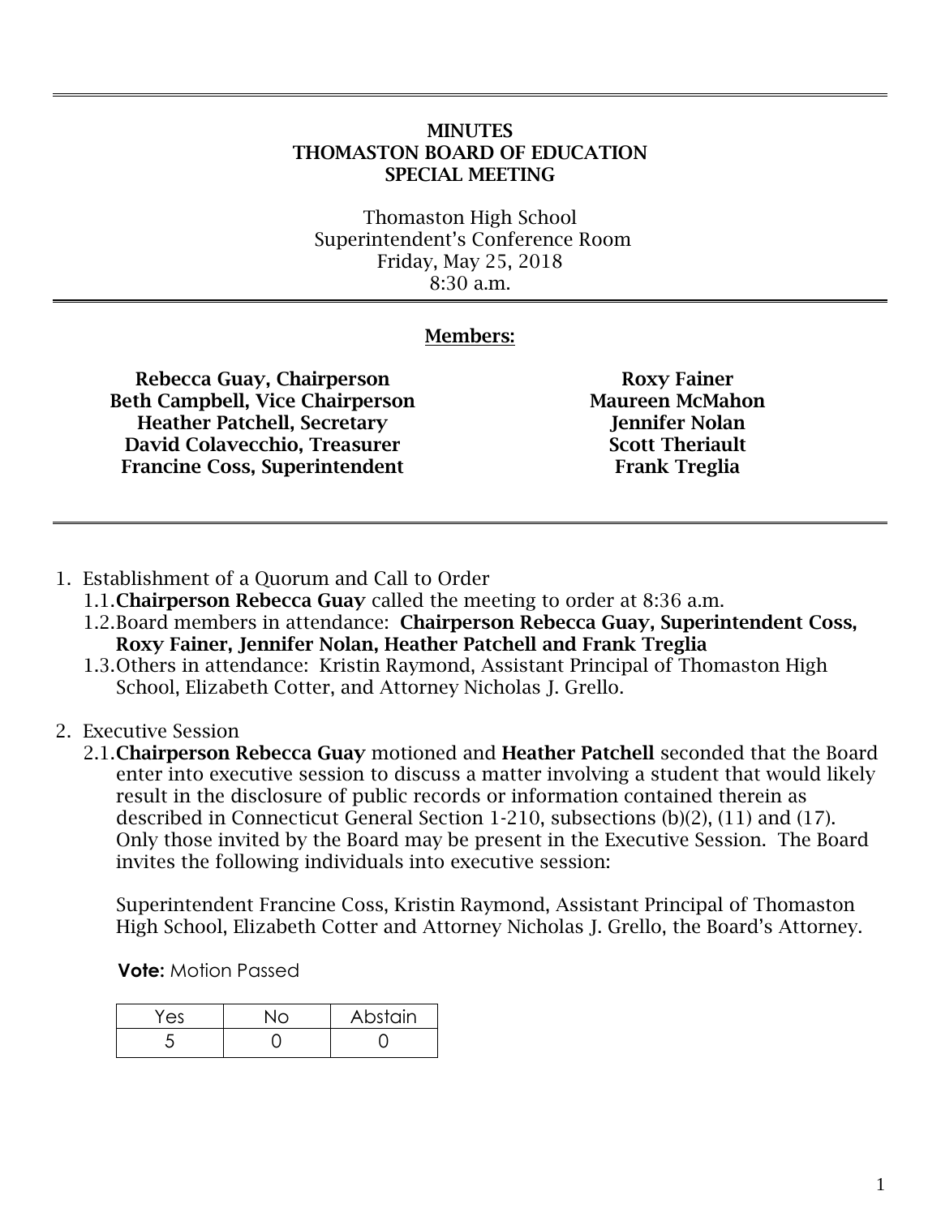# MINUTES
# THOMASTON BOARD OF EDUCATION
# SPECIAL MEETING

Thomaston High School
Superintendent's Conference Room
Friday, May 25, 2018
8:30 a.m.

## Members:

**Rebecca Guay, Chairperson**
**Beth Campbell, Vice Chairperson**
**Heather Patchell, Secretary**
**David Colavecchio, Treasurer**
**Francine Coss, Superintendent**

**Roxy Fainer**
**Maureen McMahon**
**Jennifer Nolan**
**Scott Theriault**
**Frank Treglia**

1. Establishment of a Quorum and Call to Order
   - 1.1. **Chairperson Rebecca Guay** called the meeting to order at 8:36 a.m.
   - 1.2. Board members in attendance: **Chairperson Rebecca Guay, Superintendent Coss, Roxy Fainer, Jennifer Nolan, Heather Patchell and Frank Treglia**
   - 1.3. Others in attendance: Kristin Raymond, Assistant Principal of Thomaston High School, Elizabeth Cotter, and Attorney Nicholas J. Grello.

2. Executive Session
   - 2.1. **Chairperson Rebecca Guay** motioned and **Heather Patchell** seconded that the Board enter into executive session to discuss a matter involving a student that would likely result in the disclosure of public records or information contained therein as described in Connecticut General Section 1-210, subsections (b)(2), (11) and (17). Only those invited by the Board may be present in the Executive Session. The Board invites the following individuals into executive session:

     Superintendent Francine Coss, Kristin Raymond, Assistant Principal of Thomaston High School, Elizabeth Cotter and Attorney Nicholas J. Grello, the Board's Attorney.

     **Vote:** Motion Passed

     | Yes | No | Abstain |
     |---|---|---|
     | 5 | 0 | 0 |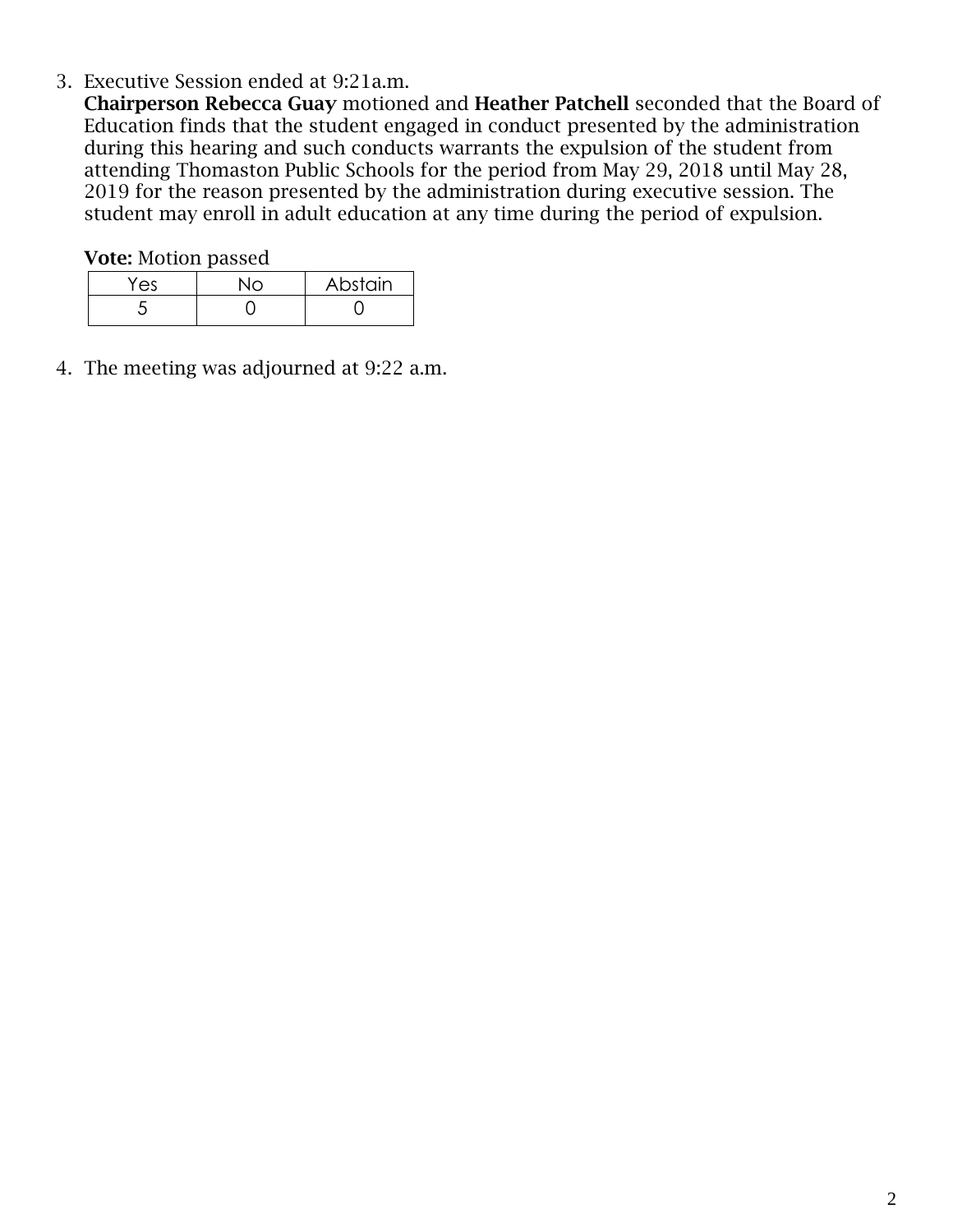3. Executive Session ended at 9:21a.m.
   **Chairperson Rebecca Guay** motioned and **Heather Patchell** seconded that the Board of Education finds that the student engaged in conduct presented by the administration during this hearing and such conducts warrants the expulsion of the student from attending Thomaston Public Schools for the period from May 29, 2018 until May 28, 2019 for the reason presented by the administration during executive session. The student may enroll in adult education at any time during the period of expulsion.

   **Vote:** Motion passed

   | Yes | No | Abstain |
   |---|---|---|
   | 5 | 0 | 0 |

4. The meeting was adjourned at 9:22 a.m.